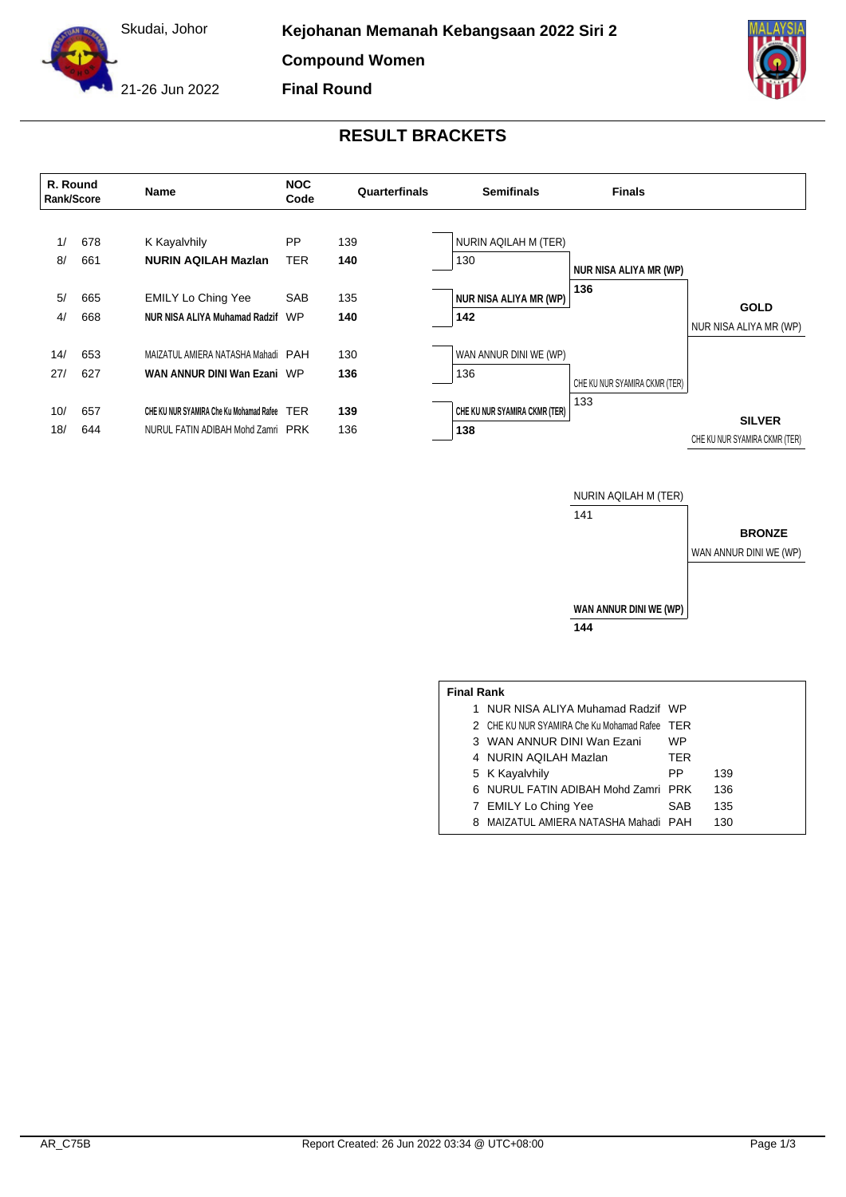Skudai, Johor

21-26 Jun 2022

**Kejohanan Memanah Kebangsaan 2022 Siri 2**

**Compound Women**

**Final Round**

## RESULT BRACKETS

| R. Round Rank | Score | Name | NOC Code | Quarterfinals |
|---|---|---|---|---|
| 1/ | 678 | K Kayalvhily | PP | 139 |
| 8/ | 661 | **NURIN AQILAH Mazlan** | TER | **140** |
| 5/ | 665 | EMILY Lo Ching Yee | SAB | 135 |
| 4/ | 668 | **NUR NISA ALIYA Muhamad Radzif** | WP | **140** |
| 14/ | 653 | MAIZATUL AMIERA NATASHA Mahadi | PAH | 130 |
| 27/ | 627 | **WAN ANNUR DINI Wan Ezani** | WP | **136** |
| 10/ | 657 | **CHE KU NUR SYAMIRA Che Ku Mohamad Rafee** | TER | **139** |
| 18/ | 644 | NURUL FATIN ADIBAH Mohd Zamri | PRK | 136 |

**Semifinals**

| Name | Score |
|---|---|
| NURIN AQILAH M (TER) | 130 |
| **NUR NISA ALIYA MR (WP)** | **142** |
| WAN ANNUR DINI WE (WP) | 136 |
| **CHE KU NUR SYAMIRA CKMR (TER)** | **138** |

**Finals**

| Name | Score |
|---|---|
| **NUR NISA ALIYA MR (WP)** | **136** |
| CHE KU NUR SYAMIRA CKMR (TER) | 133 |

**GOLD**: NUR NISA ALIYA MR (WP)

**SILVER**: CHE KU NUR SYAMIRA CKMR (TER)

**Bronze Match**

| Name | Score |
|---|---|
| NURIN AQILAH M (TER) | 141 |
| **WAN ANNUR DINI WE (WP)** | **144** |

**BRONZE**: WAN ANNUR DINI WE (WP)

**Final Rank**

| Rank | Name | NOC | Score |
|---|---|---|---|
| 1 | NUR NISA ALIYA Muhamad Radzif | WP | |
| 2 | CHE KU NUR SYAMIRA Che Ku Mohamad Rafee | TER | |
| 3 | WAN ANNUR DINI Wan Ezani | WP | |
| 4 | NURIN AQILAH Mazlan | TER | |
| 5 | K Kayalvhily | PP | 139 |
| 6 | NURUL FATIN ADIBAH Mohd Zamri | PRK | 136 |
| 7 | EMILY Lo Ching Yee | SAB | 135 |
| 8 | MAIZATUL AMIERA NATASHA Mahadi | PAH | 130 |

AR_C75B

Report Created: 26 Jun 2022 03:34 @ UTC+08:00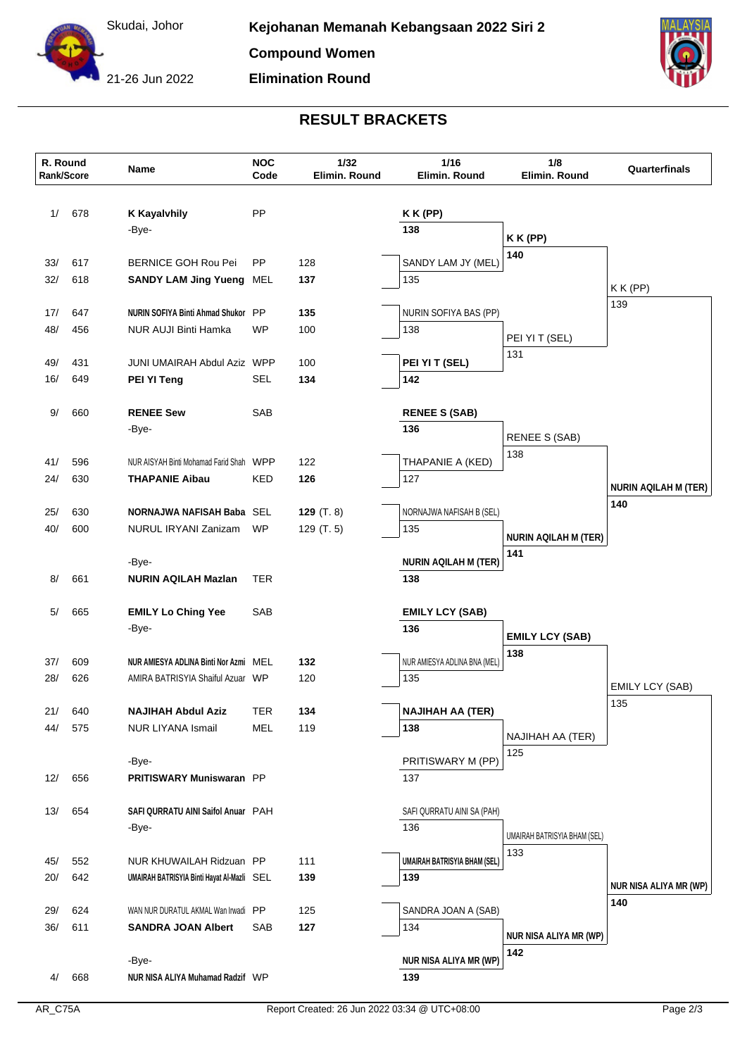Skudai, Johor

21-26 Jun 2022

**Kejohanan Memanah Kebangsaan 2022 Siri 2**

**Compound Women**

**Elimination Round**

## RESULT BRACKETS

| R. Round Rank/Score | | Name | NOC Code | 1/32 Elimin. Round | 1/16 Elimin. Round | 1/8 Elimin. Round | Quarterfinals |
|---|---|---|---|---|---|---|---|
| 1/ | 678 | **K Kayalvhily** | PP | | **K K (PP)** | | |
| | | -Bye- | | | **138** | **K K (PP)** | |
| 33/ | 617 | BERNICE GOH Rou Pei | PP | 128 | SANDY LAM JY (MEL) | **140** | |
| 32/ | 618 | **SANDY LAM Jing Yueng** | MEL | **137** | 135 | | K K (PP) |
| 17/ | 647 | **NURIN SOFIYA Binti Ahmad Shukor** | PP | **135** | NURIN SOFIYA BAS (PP) | | 139 |
| 48/ | 456 | NUR AUJI Binti Hamka | WP | 100 | 138 | PEI YI T (SEL) | |
| 49/ | 431 | JUNI UMAIRAH Abdul Aziz | WPP | 100 | **PEI YI T (SEL)** | 131 | |
| 16/ | 649 | **PEI YI Teng** | SEL | **134** | **142** | | |
| 9/ | 660 | **RENEE Sew** | SAB | | **RENEE S (SAB)** | | |
| | | -Bye- | | | **136** | RENEE S (SAB) | |
| 41/ | 596 | NUR AISYAH Binti Mohamad Farid Shah | WPP | 122 | THAPANIE A (KED) | 138 | |
| 24/ | 630 | **THAPANIE Aibau** | KED | **126** | 127 | | **NURIN AQILAH M (TER)** |
| 25/ | 630 | **NORNAJWA NAFISAH Baba** | SEL | **129** (T. 8) | NORNAJWA NAFISAH B (SEL) | | **140** |
| 40/ | 600 | NURUL IRYANI Zanizam | WP | 129 (T. 5) | 135 | **NURIN AQILAH M (TER)** | |
| | | -Bye- | | | **NURIN AQILAH M (TER)** | **141** | |
| 8/ | 661 | **NURIN AQILAH Mazlan** | TER | | **138** | | |
| 5/ | 665 | **EMILY Lo Ching Yee** | SAB | | **EMILY LCY (SAB)** | | |
| | | -Bye- | | | **136** | **EMILY LCY (SAB)** | |
| 37/ | 609 | **NUR AMIESYA ADLINA Binti Nor Azmi** | MEL | **132** | NUR AMIESYA ADLINA BNA (MEL) | **138** | |
| 28/ | 626 | AMIRA BATRISYIA Shaiful Azuar | WP | 120 | 135 | | EMILY LCY (SAB) |
| 21/ | 640 | **NAJIHAH Abdul Aziz** | TER | **134** | **NAJIHAH AA (TER)** | | 135 |
| 44/ | 575 | NUR LIYANA Ismail | MEL | 119 | **138** | NAJIHAH AA (TER) | |
| | | -Bye- | | | PRITISWARY M (PP) | 125 | |
| 12/ | 656 | **PRITISWARY Muniswaran** | PP | | 137 | | |
| 13/ | 654 | **SAFI QURRATU AINI Saifol Anuar** | PAH | | SAFI QURRATU AINI SA (PAH) | | |
| | | -Bye- | | | 136 | UMAIRAH BATRISYIA BHAM (SEL) | |
| 45/ | 552 | NUR KHUWAILAH Ridzuan | PP | 111 | **UMAIRAH BATRISYIA BHAM (SEL)** | 133 | |
| 20/ | 642 | **UMAIRAH BATRISYIA Binti Hayat Al-Mazli** | SEL | **139** | **139** | | **NUR NISA ALIYA MR (WP)** |
| 29/ | 624 | WAN NUR DURATUL AKMAL Wan Irwadi | PP | 125 | SANDRA JOAN A (SAB) | | **140** |
| 36/ | 611 | **SANDRA JOAN Albert** | SAB | **127** | 134 | **NUR NISA ALIYA MR (WP)** | |
| | | -Bye- | | | **NUR NISA ALIYA MR (WP)** | **142** | |
| 4/ | 668 | **NUR NISA ALIYA Muhamad Radzif** | WP | | **139** | | |

AR_C75A

Report Created: 26 Jun 2022 03:34 @ UTC+08:00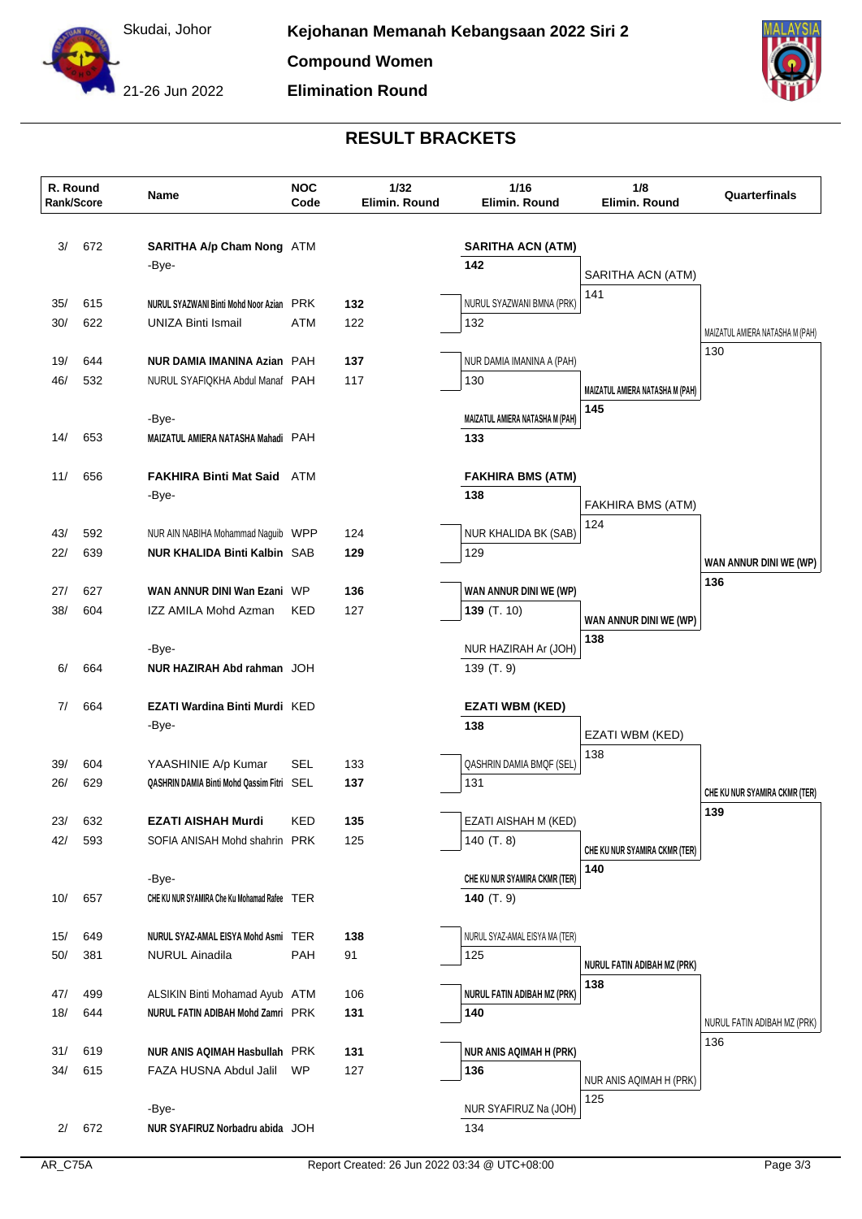Skudai, Johor

21-26 Jun 2022

**Kejohanan Memanah Kebangsaan 2022 Siri 2**

**Compound Women**

**Elimination Round**

## RESULT BRACKETS

| R. Round Rank/Score | | Name | NOC Code | 1/32 Elimin. Round | 1/16 Elimin. Round | 1/8 Elimin. Round | Quarterfinals |
|---|---|---|---|---|---|---|---|
| 3/ | 672 | **SARITHA A/p Cham Nong** | ATM | | **SARITHA ACN (ATM)** **142** | SARITHA ACN (ATM) 141 | MAIZATUL AMIERA NATASHA M (PAH) 130 |
| | | -Bye- | | | | | |
| 35/ | 615 | NURUL SYAZWANI Binti Mohd Noor Azian | PRK | **132** | NURUL SYAZWANI BMNA (PRK) 132 | | |
| 30/ | 622 | UNIZA Binti Ismail | ATM | 122 | | | |
| 19/ | 644 | **NUR DAMIA IMANINA Azian** | PAH | **137** | NUR DAMIA IMANINA A (PAH) 130 | **MAIZATUL AMIERA NATASHA M (PAH)** **145** | |
| 46/ | 532 | NURUL SYAFIQKHA Abdul Manaf | PAH | 117 | | | |
| | | -Bye- | | | **MAIZATUL AMIERA NATASHA M (PAH)** **133** | | |
| 14/ | 653 | **MAIZATUL AMIERA NATASHA Mahadi** | PAH | | | | |
| 11/ | 656 | **FAKHIRA Binti Mat Said** | ATM | | **FAKHIRA BMS (ATM)** **138** | FAKHIRA BMS (ATM) 124 | **WAN ANNUR DINI WE (WP)** **136** |
| | | -Bye- | | | | | |
| 43/ | 592 | NUR AIN NABIHA Mohammad Naguib | WPP | 124 | NUR KHALIDA BK (SAB) 129 | | |
| 22/ | 639 | **NUR KHALIDA Binti Kalbin** | SAB | **129** | | | |
| 27/ | 627 | **WAN ANNUR DINI Wan Ezani** | WP | **136** | **WAN ANNUR DINI WE (WP)** **139** (T. 10) | **WAN ANNUR DINI WE (WP)** **138** | |
| 38/ | 604 | IZZ AMILA Mohd Azman | KED | 127 | | | |
| | | -Bye- | | | NUR HAZIRAH Ar (JOH) 139 (T. 9) | | |
| 6/ | 664 | **NUR HAZIRAH Abd rahman** | JOH | | | | |
| 7/ | 664 | **EZATI Wardina Binti Murdi** | KED | | **EZATI WBM (KED)** **138** | EZATI WBM (KED) 138 | **CHE KU NUR SYAMIRA CKMR (TER)** **139** |
| | | -Bye- | | | | | |
| 39/ | 604 | YAASHINIE A/p Kumar | SEL | 133 | QASHRIN DAMIA BMQF (SEL) 131 | | |
| 26/ | 629 | **QASHRIN DAMIA Binti Mohd Qassim Fitri** | SEL | **137** | | | |
| 23/ | 632 | **EZATI AISHAH Murdi** | KED | **135** | EZATI AISHAH M (KED) 140 (T. 8) | **CHE KU NUR SYAMIRA CKMR (TER)** **140** | |
| 42/ | 593 | SOFIA ANISAH Mohd shahrin | PRK | 125 | | | |
| | | -Bye- | | | **CHE KU NUR SYAMIRA CKMR (TER)** **140** (T. 9) | | |
| 10/ | 657 | **CHE KU NUR SYAMIRA Che Ku Mohamad Rafee** | TER | | | | |
| 15/ | 649 | **NURUL SYAZ-AMAL EISYA Mohd Asmi** | TER | **138** | NURUL SYAZ-AMAL EISYA MA (TER) 125 | **NURUL FATIN ADIBAH MZ (PRK)** **138** | NURUL FATIN ADIBAH MZ (PRK) 136 |
| 50/ | 381 | NURUL Ainadila | PAH | 91 | | | |
| 47/ | 499 | ALSIKIN Binti Mohamad Ayub | ATM | 106 | **NURUL FATIN ADIBAH MZ (PRK)** **140** | | |
| 18/ | 644 | **NURUL FATIN ADIBAH Mohd Zamri** | PRK | **131** | | | |
| 31/ | 619 | **NUR ANIS AQIMAH Hasbullah** | PRK | **131** | **NUR ANIS AQIMAH H (PRK)** **136** | NUR ANIS AQIMAH H (PRK) 125 | |
| 34/ | 615 | FAZA HUSNA Abdul Jalil | WP | 127 | | | |
| | | -Bye- | | | NUR SYAFIRUZ Na (JOH) 134 | | |
| 2/ | 672 | **NUR SYAFIRUZ Norbadru abida** | JOH | | | | |

AR_C75A

Report Created: 26 Jun 2022 03:34 @ UTC+08:00